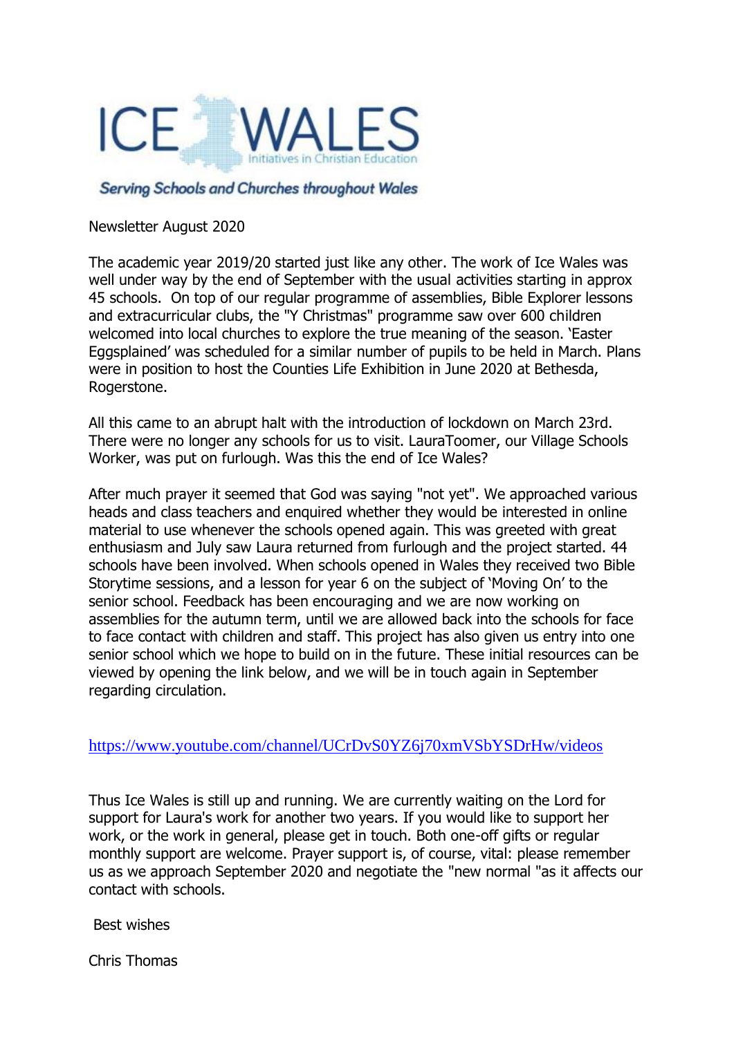# ICE WALES

Initiatives in Christian Education

*Serving Schools and Churches throughout Wales*

Newsletter August 2020

The academic year 2019/20 started just like any other. The work of Ice Wales was well under way by the end of September with the usual activities starting in approx 45 schools. On top of our regular programme of assemblies, Bible Explorer lessons and extracurricular clubs, the "Y Christmas" programme saw over 600 children welcomed into local churches to explore the true meaning of the season. 'Easter Eggsplained' was scheduled for a similar number of pupils to be held in March. Plans were in position to host the Counties Life Exhibition in June 2020 at Bethesda, Rogerstone.

All this came to an abrupt halt with the introduction of lockdown on March 23rd. There were no longer any schools for us to visit. LauraToomer, our Village Schools Worker, was put on furlough. Was this the end of Ice Wales?

After much prayer it seemed that God was saying "not yet". We approached various heads and class teachers and enquired whether they would be interested in online material to use whenever the schools opened again. This was greeted with great enthusiasm and July saw Laura returned from furlough and the project started. 44 schools have been involved. When schools opened in Wales they received two Bible Storytime sessions, and a lesson for year 6 on the subject of 'Moving On' to the senior school. Feedback has been encouraging and we are now working on assemblies for the autumn term, until we are allowed back into the schools for face to face contact with children and staff. This project has also given us entry into one senior school which we hope to build on in the future. These initial resources can be viewed by opening the link below, and we will be in touch again in September regarding circulation.

https://www.youtube.com/channel/UCrDvS0YZ6j70xmVSbYSDrHw/videos

Thus Ice Wales is still up and running. We are currently waiting on the Lord for support for Laura's work for another two years. If you would like to support her work, or the work in general, please get in touch. Both one-off gifts or regular monthly support are welcome. Prayer support is, of course, vital: please remember us as we approach September 2020 and negotiate the "new normal "as it affects our contact with schools.

Best wishes

Chris Thomas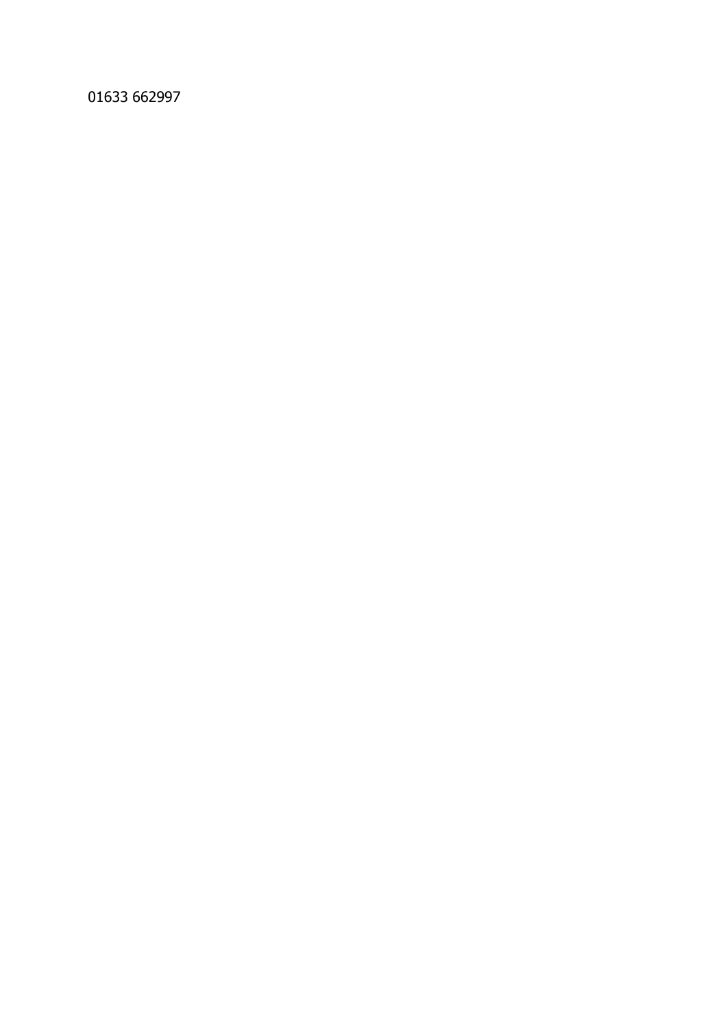01633 662997